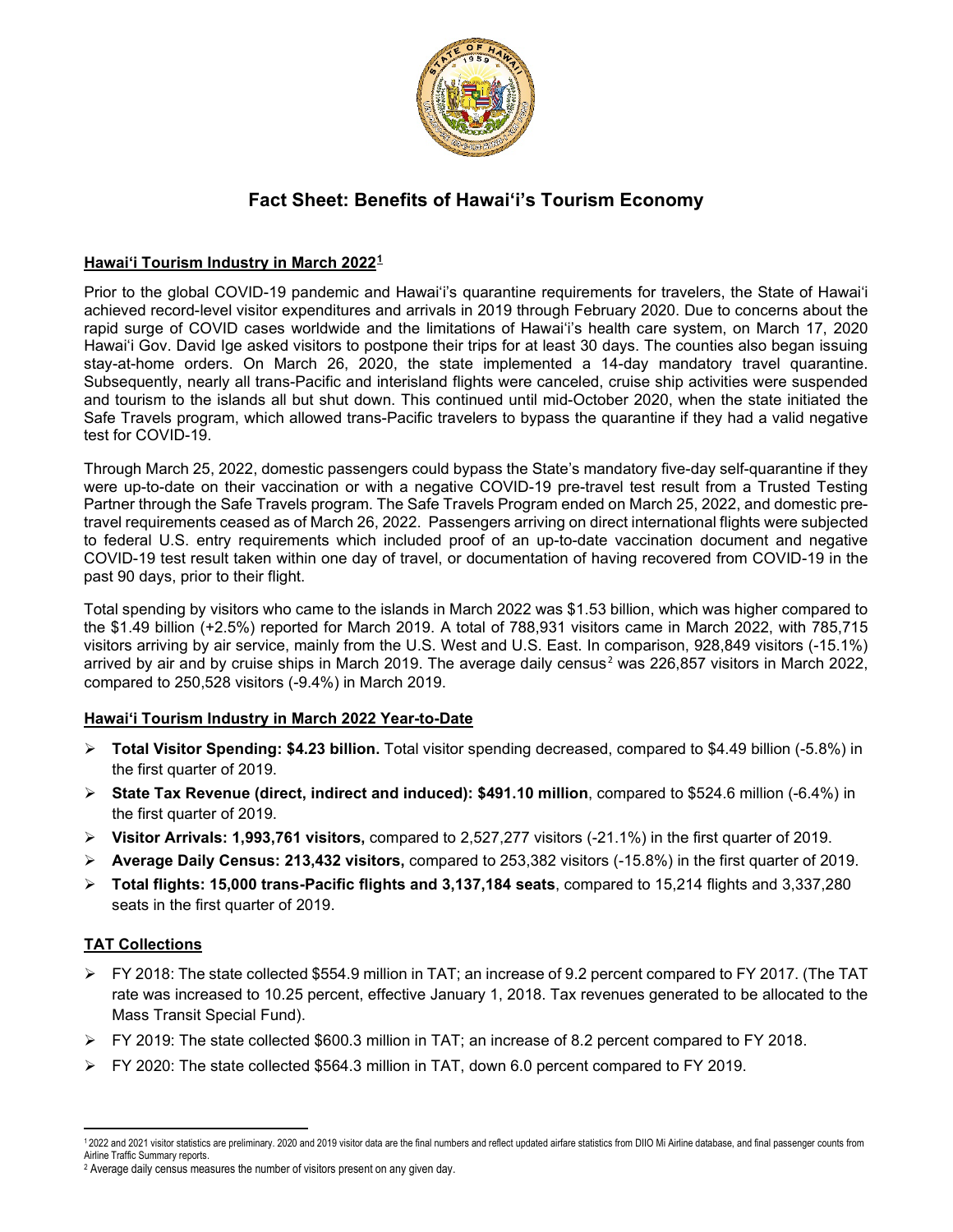# Fact Sheet: Benefits of Hawai'i's Tourism Economy

## Hawai'i Tourism Industry in March 2022[1]

Prior to the global COVID-19 pandemic and Hawai'i's quarantine requirements for travelers, the State of Hawai'i achieved record-level visitor expenditures and arrivals in 2019 through February 2020. Due to concerns about the rapid surge of COVID cases worldwide and the limitations of Hawai'i's health care system, on March 17, 2020 Hawai'i Gov. David Ige asked visitors to postpone their trips for at least 30 days. The counties also began issuing stay-at-home orders. On March 26, 2020, the state implemented a 14-day mandatory travel quarantine. Subsequently, nearly all trans-Pacific and interisland flights were canceled, cruise ship activities were suspended and tourism to the islands all but shut down. This continued until mid-October 2020, when the state initiated the Safe Travels program, which allowed trans-Pacific travelers to bypass the quarantine if they had a valid negative test for COVID-19.

Through March 25, 2022, domestic passengers could bypass the State's mandatory five-day self-quarantine if they were up-to-date on their vaccination or with a negative COVID-19 pre-travel test result from a Trusted Testing Partner through the Safe Travels program. The Safe Travels Program ended on March 25, 2022, and domestic pre-travel requirements ceased as of March 26, 2022. Passengers arriving on direct international flights were subjected to federal U.S. entry requirements which included proof of an up-to-date vaccination document and negative COVID-19 test result taken within one day of travel, or documentation of having recovered from COVID-19 in the past 90 days, prior to their flight.

Total spending by visitors who came to the islands in March 2022 was $1.53 billion, which was higher compared to the $1.49 billion (+2.5%) reported for March 2019. A total of 788,931 visitors came in March 2022, with 785,715 visitors arriving by air service, mainly from the U.S. West and U.S. East. In comparison, 928,849 visitors (-15.1%) arrived by air and by cruise ships in March 2019. The average daily census[2] was 226,857 visitors in March 2022, compared to 250,528 visitors (-9.4%) in March 2019.

## Hawai'i Tourism Industry in March 2022 Year-to-Date

- **Total Visitor Spending: $4.23 billion.** Total visitor spending decreased, compared to $4.49 billion (-5.8%) in the first quarter of 2019.
- **State Tax Revenue (direct, indirect and induced): $491.10 million**, compared to $524.6 million (-6.4%) in the first quarter of 2019.
- **Visitor Arrivals: 1,993,761 visitors,** compared to 2,527,277 visitors (-21.1%) in the first quarter of 2019.
- **Average Daily Census: 213,432 visitors,** compared to 253,382 visitors (-15.8%) in the first quarter of 2019.
- **Total flights: 15,000 trans-Pacific flights and 3,137,184 seats**, compared to 15,214 flights and 3,337,280 seats in the first quarter of 2019.

## TAT Collections

- FY 2018: The state collected $554.9 million in TAT; an increase of 9.2 percent compared to FY 2017. (The TAT rate was increased to 10.25 percent, effective January 1, 2018. Tax revenues generated to be allocated to the Mass Transit Special Fund).
- FY 2019: The state collected $600.3 million in TAT; an increase of 8.2 percent compared to FY 2018.
- FY 2020: The state collected $564.3 million in TAT, down 6.0 percent compared to FY 2019.

---

[1] 2022 and 2021 visitor statistics are preliminary. 2020 and 2019 visitor data are the final numbers and reflect updated airfare statistics from DIIO Mi Airline database, and final passenger counts from Airline Traffic Summary reports.

[2] Average daily census measures the number of visitors present on any given day.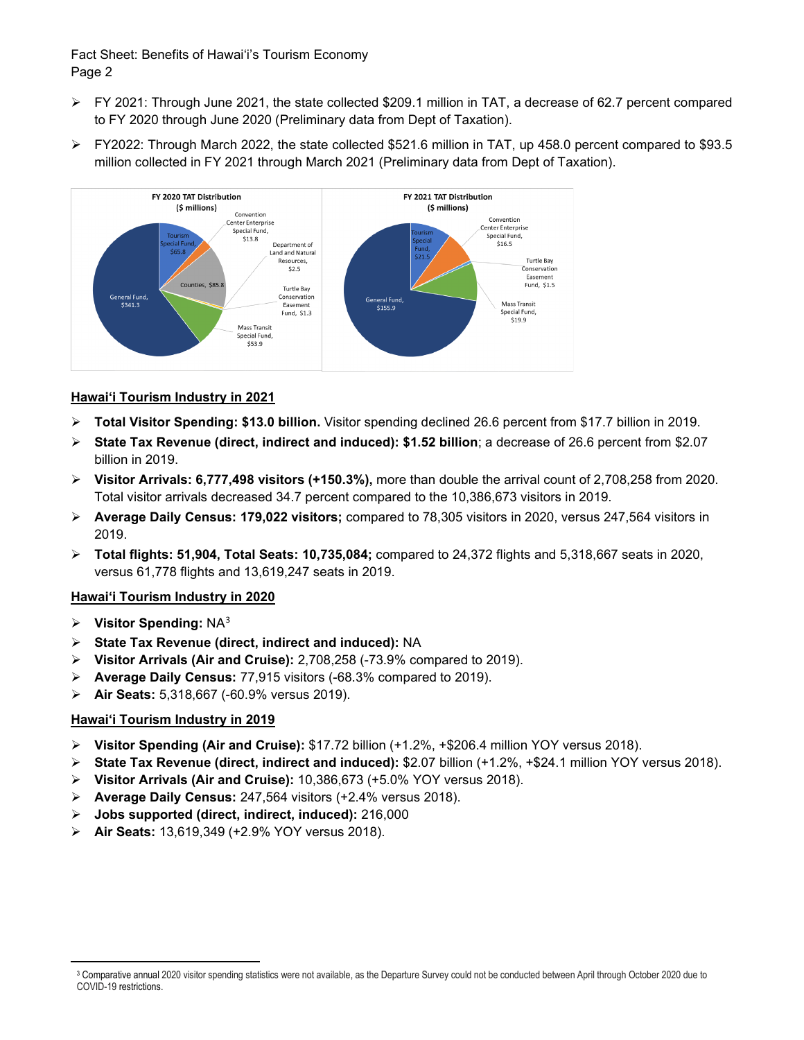- FY 2021: Through June 2021, the state collected $209.1 million in TAT, a decrease of 62.7 percent compared to FY 2020 through June 2020 (Preliminary data from Dept of Taxation).
- FY2022: Through March 2022, the state collected $521.6 million in TAT, up 458.0 percent compared to $93.5 million collected in FY 2021 through March 2021 (Preliminary data from Dept of Taxation).

**FY 2020 TAT Distribution ($ millions)**

| Recipient | Amount |
|---|---|
| General Fund | $341.3 |
| Tourism Special Fund | $65.8 |
| Convention Center Enterprise Special Fund | $13.8 |
| Department of Land and Natural Resources | $2.5 |
| Counties | $85.8 |
| Turtle Bay Conservation Easement Fund | $1.3 |
| Mass Transit Special Fund | $53.9 |

**FY 2021 TAT Distribution ($ millions)**

| Recipient | Amount |
|---|---|
| General Fund | $155.9 |
| Tourism Special Fund | $21.5 |
| Convention Center Enterprise Special Fund | $16.5 |
| Turtle Bay Conservation Easement Fund | $1.5 |
| Mass Transit Special Fund | $19.9 |

## Hawai'i Tourism Industry in 2021

- **Total Visitor Spending: $13.0 billion.** Visitor spending declined 26.6 percent from $17.7 billion in 2019.
- **State Tax Revenue (direct, indirect and induced): $1.52 billion**; a decrease of 26.6 percent from $2.07 billion in 2019.
- **Visitor Arrivals: 6,777,498 visitors (+150.3%),** more than double the arrival count of 2,708,258 from 2020. Total visitor arrivals decreased 34.7 percent compared to the 10,386,673 visitors in 2019.
- **Average Daily Census: 179,022 visitors;** compared to 78,305 visitors in 2020, versus 247,564 visitors in 2019.
- **Total flights: 51,904, Total Seats: 10,735,084;** compared to 24,372 flights and 5,318,667 seats in 2020, versus 61,778 flights and 13,619,247 seats in 2019.

## Hawai'i Tourism Industry in 2020

- **Visitor Spending:** NA[3]
- **State Tax Revenue (direct, indirect and induced):** NA
- **Visitor Arrivals (Air and Cruise):** 2,708,258 (-73.9% compared to 2019).
- **Average Daily Census:** 77,915 visitors (-68.3% compared to 2019).
- **Air Seats:** 5,318,667 (-60.9% versus 2019).

## Hawai'i Tourism Industry in 2019

- **Visitor Spending (Air and Cruise):** $17.72 billion (+1.2%, +$206.4 million YOY versus 2018).
- **State Tax Revenue (direct, indirect and induced):** $2.07 billion (+1.2%, +$24.1 million YOY versus 2018).
- **Visitor Arrivals (Air and Cruise):** 10,386,673 (+5.0% YOY versus 2018).
- **Average Daily Census:** 247,564 visitors (+2.4% versus 2018).
- **Jobs supported (direct, indirect, induced):** 216,000
- **Air Seats:** 13,619,349 (+2.9% YOY versus 2018).

[3] Comparative annual 2020 visitor spending statistics were not available, as the Departure Survey could not be conducted between April through October 2020 due to COVID-19 restrictions.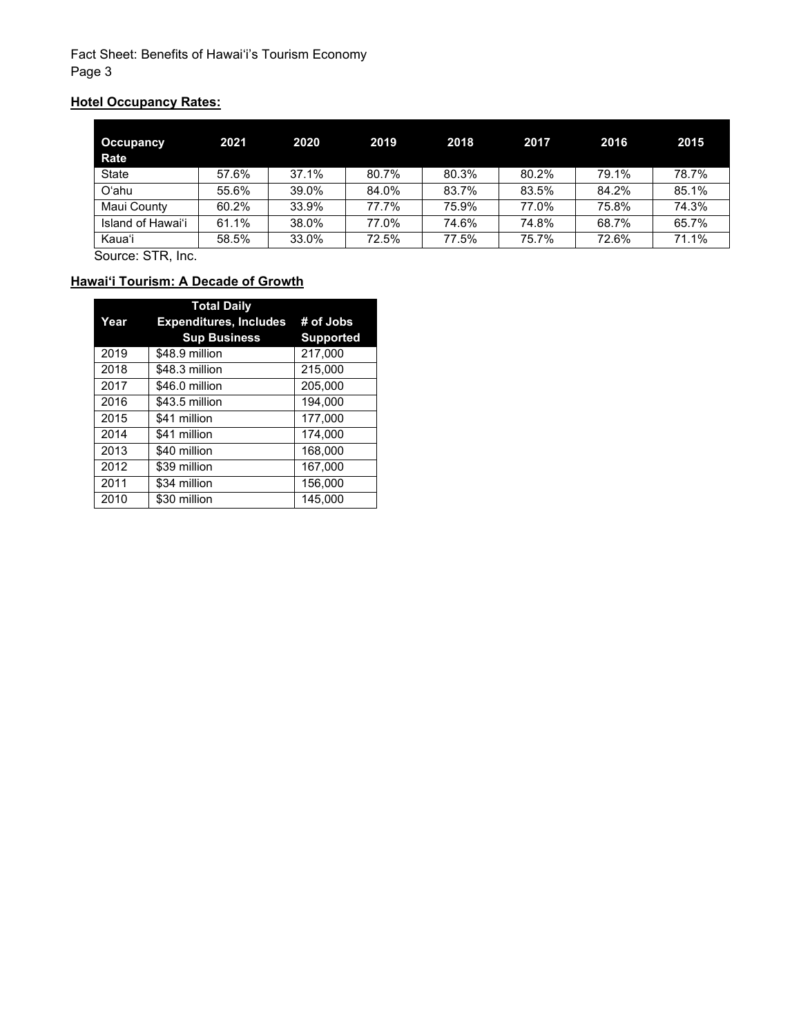**Hotel Occupancy Rates:**

| Occupancy Rate | 2021 | 2020 | 2019 | 2018 | 2017 | 2016 | 2015 |
|---|---|---|---|---|---|---|---|
| State | 57.6% | 37.1% | 80.7% | 80.3% | 80.2% | 79.1% | 78.7% |
| O'ahu | 55.6% | 39.0% | 84.0% | 83.7% | 83.5% | 84.2% | 85.1% |
| Maui County | 60.2% | 33.9% | 77.7% | 75.9% | 77.0% | 75.8% | 74.3% |
| Island of Hawai'i | 61.1% | 38.0% | 77.0% | 74.6% | 74.8% | 68.7% | 65.7% |
| Kaua'i | 58.5% | 33.0% | 72.5% | 77.5% | 75.7% | 72.6% | 71.1% |

Source: STR, Inc.

**Hawai'i Tourism: A Decade of Growth**

| Year | Total Daily Expenditures, Includes Sup Business | # of Jobs Supported |
|---|---|---|
| 2019 | $48.9 million | 217,000 |
| 2018 | $48.3 million | 215,000 |
| 2017 | $46.0 million | 205,000 |
| 2016 | $43.5 million | 194,000 |
| 2015 | $41 million | 177,000 |
| 2014 | $41 million | 174,000 |
| 2013 | $40 million | 168,000 |
| 2012 | $39 million | 167,000 |
| 2011 | $34 million | 156,000 |
| 2010 | $30 million | 145,000 |